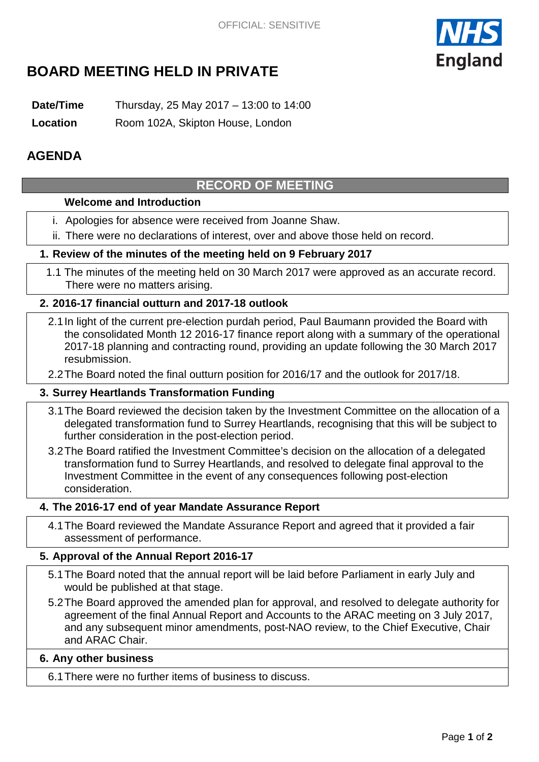OFFICIAL: SENSITIVE

# BOARD MEETING HELD IN PRIVATE

**Date/Time** Thursday, 25 May 2017 – 13:00 to 14:00

**Location** Room 102A, Skipton House, London

## AGENDA

### RECORD OF MEETING

**Welcome and Introduction**

i. Apologies for absence were received from Joanne Shaw.

ii. There were no declarations of interest, over and above those held on record.

**1. Review of the minutes of the meeting held on 9 February 2017**

1.1 The minutes of the meeting held on 30 March 2017 were approved as an accurate record. There were no matters arising.

**2. 2016-17 financial outturn and 2017-18 outlook**

2.1 In light of the current pre-election purdah period, Paul Baumann provided the Board with the consolidated Month 12 2016-17 finance report along with a summary of the operational 2017-18 planning and contracting round, providing an update following the 30 March 2017 resubmission.

2.2 The Board noted the final outturn position for 2016/17 and the outlook for 2017/18.

**3. Surrey Heartlands Transformation Funding**

3.1 The Board reviewed the decision taken by the Investment Committee on the allocation of a delegated transformation fund to Surrey Heartlands, recognising that this will be subject to further consideration in the post-election period.

3.2 The Board ratified the Investment Committee's decision on the allocation of a delegated transformation fund to Surrey Heartlands, and resolved to delegate final approval to the Investment Committee in the event of any consequences following post-election consideration.

**4. The 2016-17 end of year Mandate Assurance Report**

4.1 The Board reviewed the Mandate Assurance Report and agreed that it provided a fair assessment of performance.

**5. Approval of the Annual Report 2016-17**

5.1 The Board noted that the annual report will be laid before Parliament in early July and would be published at that stage.

5.2 The Board approved the amended plan for approval, and resolved to delegate authority for agreement of the final Annual Report and Accounts to the ARAC meeting on 3 July 2017, and any subsequent minor amendments, post-NAO review, to the Chief Executive, Chair and ARAC Chair.

**6. Any other business**

6.1 There were no further items of business to discuss.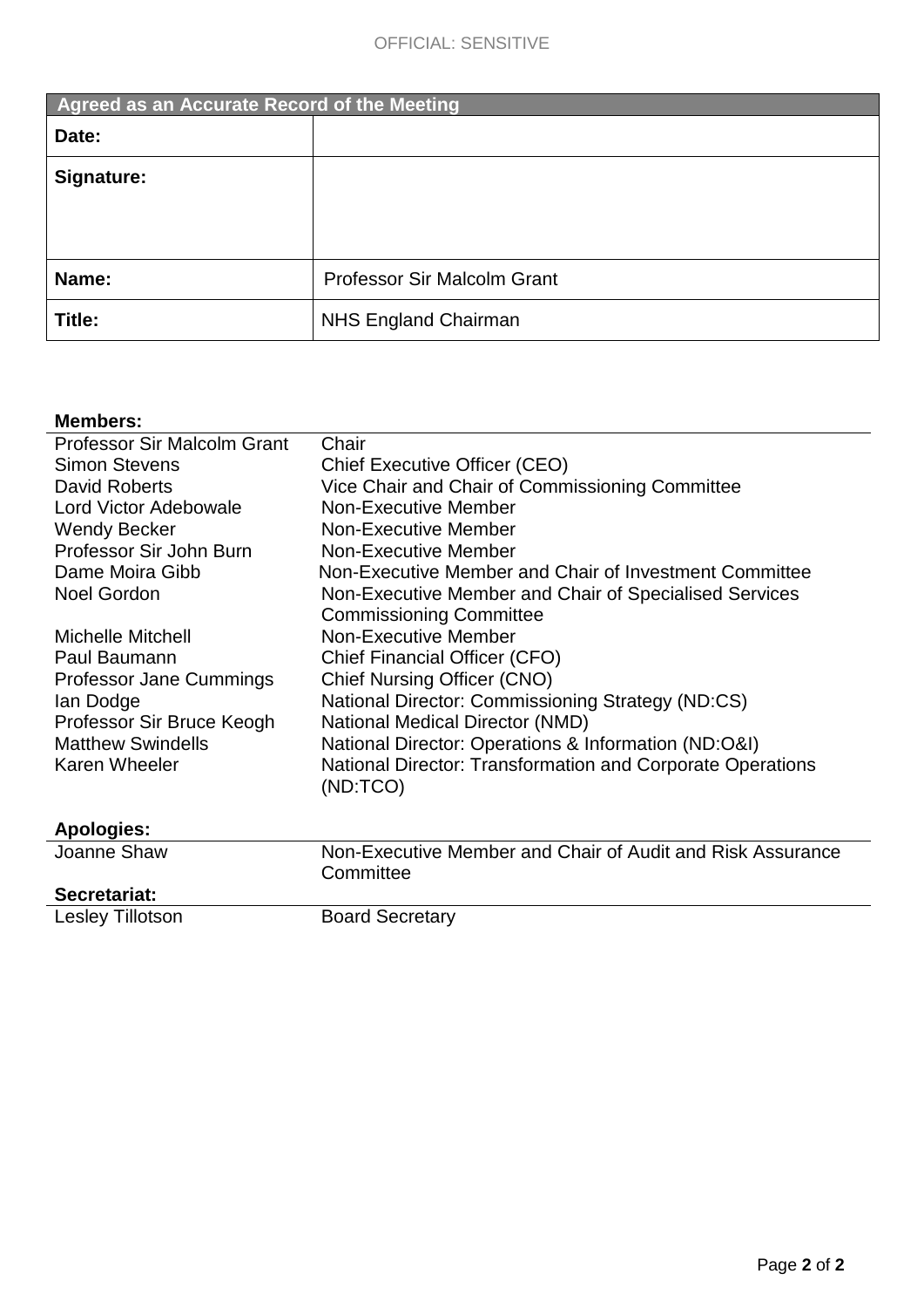| Agreed as an Accurate Record of the Meeting | |
|---|---|
| **Date:** | |
| **Signature:** | |
| **Name:** | Professor Sir Malcolm Grant |
| **Title:** | NHS England Chairman |

**Members:**

| | |
|---|---|
| Professor Sir Malcolm Grant | Chair |
| Simon Stevens | Chief Executive Officer (CEO) |
| David Roberts | Vice Chair and Chair of Commissioning Committee |
| Lord Victor Adebowale | Non-Executive Member |
| Wendy Becker | Non-Executive Member |
| Professor Sir John Burn | Non-Executive Member |
| Dame Moira Gibb | Non-Executive Member and Chair of Investment Committee |
| Noel Gordon | Non-Executive Member and Chair of Specialised Services Commissioning Committee |
| Michelle Mitchell | Non-Executive Member |
| Paul Baumann | Chief Financial Officer (CFO) |
| Professor Jane Cummings | Chief Nursing Officer (CNO) |
| Ian Dodge | National Director: Commissioning Strategy (ND:CS) |
| Professor Sir Bruce Keogh | National Medical Director (NMD) |
| Matthew Swindells | National Director: Operations & Information (ND:O&I) |
| Karen Wheeler | National Director: Transformation and Corporate Operations (ND:TCO) |

**Apologies:**

| | |
|---|---|
| Joanne Shaw | Non-Executive Member and Chair of Audit and Risk Assurance Committee |

**Secretariat:**

| | |
|---|---|
| Lesley Tillotson | Board Secretary |